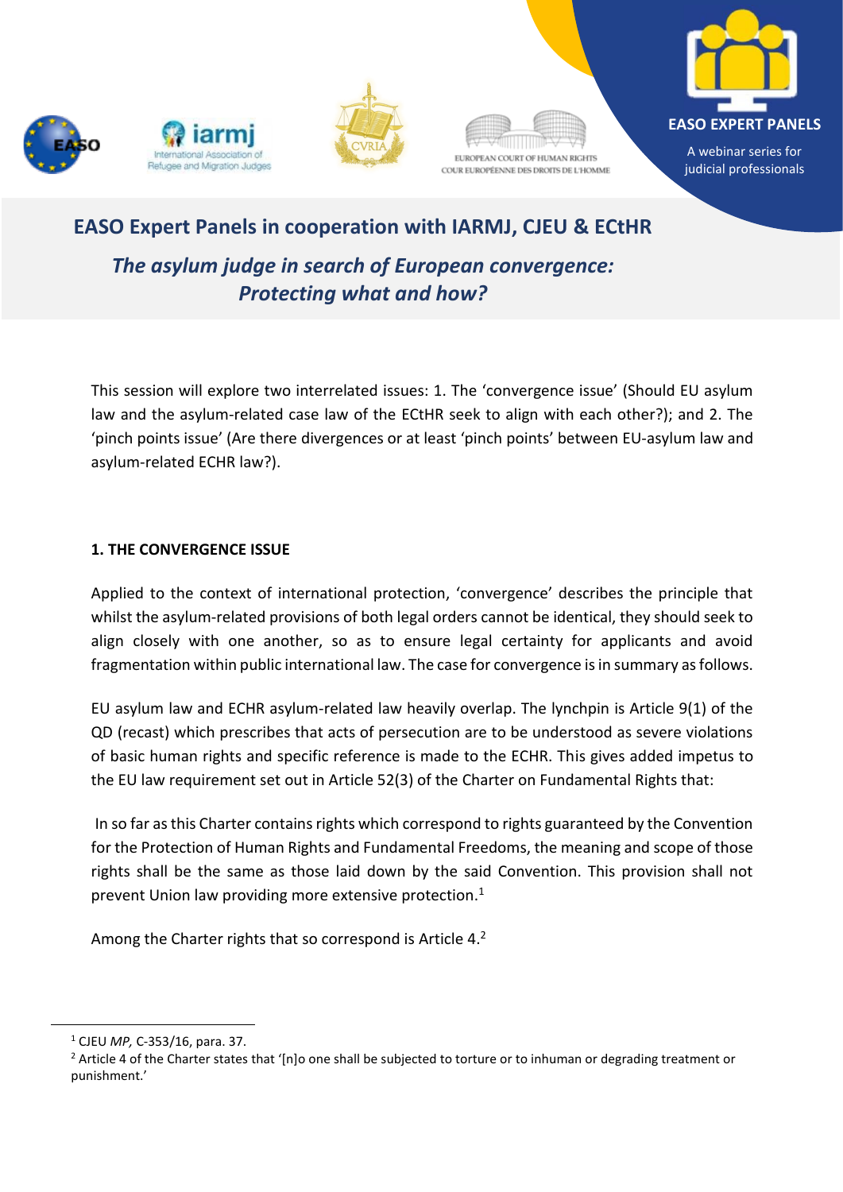EASO EXPERT PANELS

A webinar series for judicial professionals

## EASO Expert Panels in cooperation with IARMJ, CJEU & ECtHR

### *The asylum judge in search of European convergence: Protecting what and how?*

This session will explore two interrelated issues: 1. The 'convergence issue' (Should EU asylum law and the asylum-related case law of the ECtHR seek to align with each other?); and 2. The 'pinch points issue' (Are there divergences or at least 'pinch points' between EU-asylum law and asylum-related ECHR law?).

### 1. THE CONVERGENCE ISSUE

Applied to the context of international protection, 'convergence' describes the principle that whilst the asylum-related provisions of both legal orders cannot be identical, they should seek to align closely with one another, so as to ensure legal certainty for applicants and avoid fragmentation within public international law. The case for convergence is in summary as follows.

EU asylum law and ECHR asylum-related law heavily overlap. The lynchpin is Article 9(1) of the QD (recast) which prescribes that acts of persecution are to be understood as severe violations of basic human rights and specific reference is made to the ECHR. This gives added impetus to the EU law requirement set out in Article 52(3) of the Charter on Fundamental Rights that:

> In so far as this Charter contains rights which correspond to rights guaranteed by the Convention for the Protection of Human Rights and Fundamental Freedoms, the meaning and scope of those rights shall be the same as those laid down by the said Convention. This provision shall not prevent Union law providing more extensive protection.[1]

Among the Charter rights that so correspond is Article 4.[2]

---

[1] CJEU *MP,* C-353/16, para. 37.

[2] Article 4 of the Charter states that '[n]o one shall be subjected to torture or to inhuman or degrading treatment or punishment.'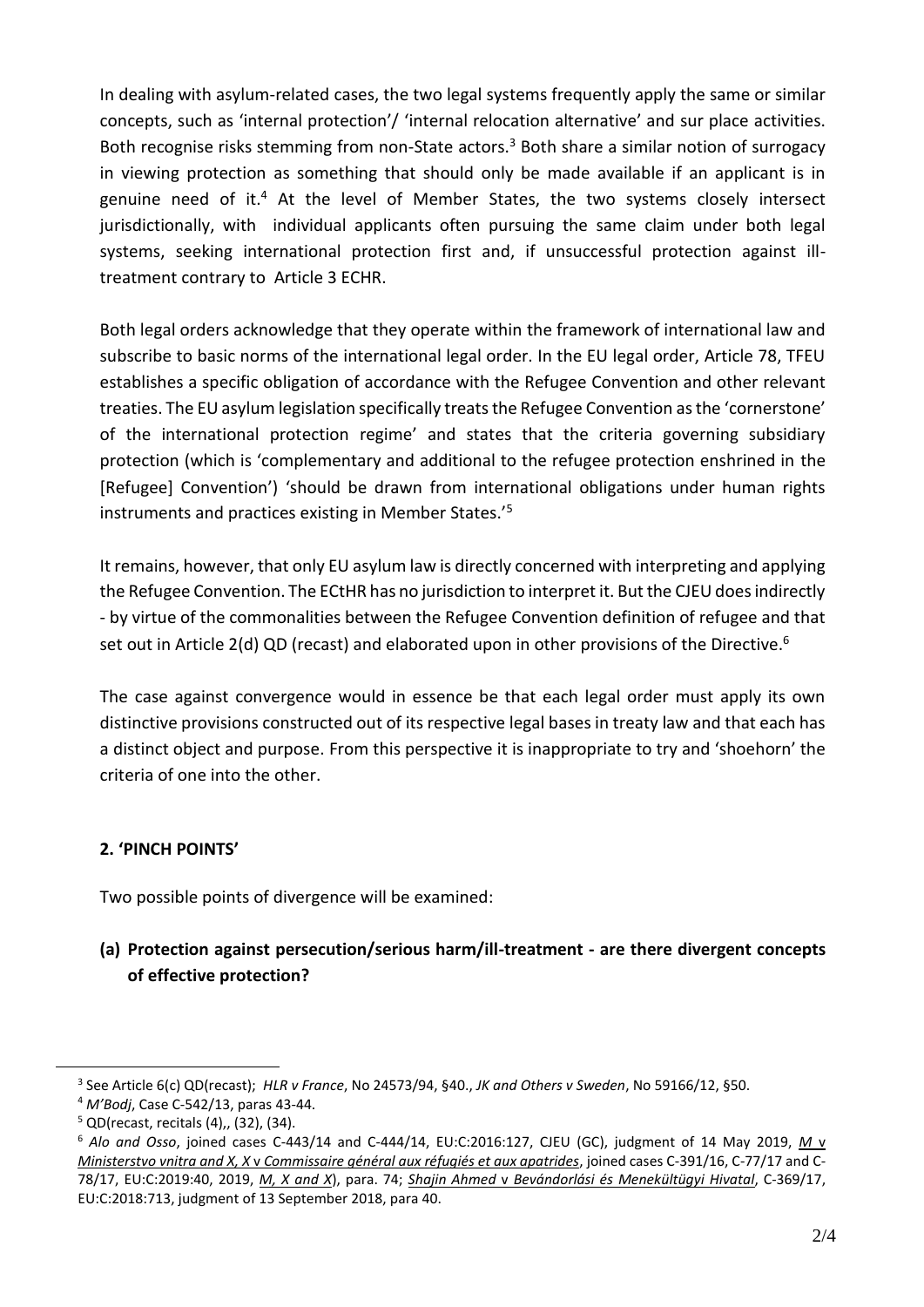In dealing with asylum-related cases, the two legal systems frequently apply the same or similar concepts, such as 'internal protection'/ 'internal relocation alternative' and sur place activities. Both recognise risks stemming from non-State actors.[3] Both share a similar notion of surrogacy in viewing protection as something that should only be made available if an applicant is in genuine need of it.[4] At the level of Member States, the two systems closely intersect jurisdictionally, with individual applicants often pursuing the same claim under both legal systems, seeking international protection first and, if unsuccessful protection against ill-treatment contrary to Article 3 ECHR.

Both legal orders acknowledge that they operate within the framework of international law and subscribe to basic norms of the international legal order. In the EU legal order, Article 78, TFEU establishes a specific obligation of accordance with the Refugee Convention and other relevant treaties. The EU asylum legislation specifically treats the Refugee Convention as the 'cornerstone' of the international protection regime' and states that the criteria governing subsidiary protection (which is 'complementary and additional to the refugee protection enshrined in the [Refugee] Convention') 'should be drawn from international obligations under human rights instruments and practices existing in Member States.'[5]

It remains, however, that only EU asylum law is directly concerned with interpreting and applying the Refugee Convention. The ECtHR has no jurisdiction to interpret it. But the CJEU does indirectly - by virtue of the commonalities between the Refugee Convention definition of refugee and that set out in Article 2(d) QD (recast) and elaborated upon in other provisions of the Directive.[6]

The case against convergence would in essence be that each legal order must apply its own distinctive provisions constructed out of its respective legal bases in treaty law and that each has a distinct object and purpose. From this perspective it is inappropriate to try and 'shoehorn' the criteria of one into the other.

## 2. 'PINCH POINTS'

Two possible points of divergence will be examined:

**(a) Protection against persecution/serious harm/ill-treatment - are there divergent concepts of effective protection?**

---

[3] See Article 6(c) QD(recast); *HLR v France*, No 24573/94, §40., *JK and Others v Sweden*, No 59166/12, §50.

[4] *M'Bodj*, Case C-542/13, paras 43-44.

[5] QD(recast, recitals (4),, (32), (34).

[6] *Alo and Osso*, joined cases C-443/14 and C-444/14, EU:C:2016:127, CJEU (GC), judgment of 14 May 2019, *M v Ministerstvo vnitra and X, X v Commissaire général aux réfugiés et aux apatrides*, joined cases C-391/16, C-77/17 and C-78/17, EU:C:2019:40, 2019, *M, X and X*), para. 74; *Shajin Ahmed v Bevándorlási és Menekültügyi Hivatal*, C-369/17, EU:C:2018:713, judgment of 13 September 2018, para 40.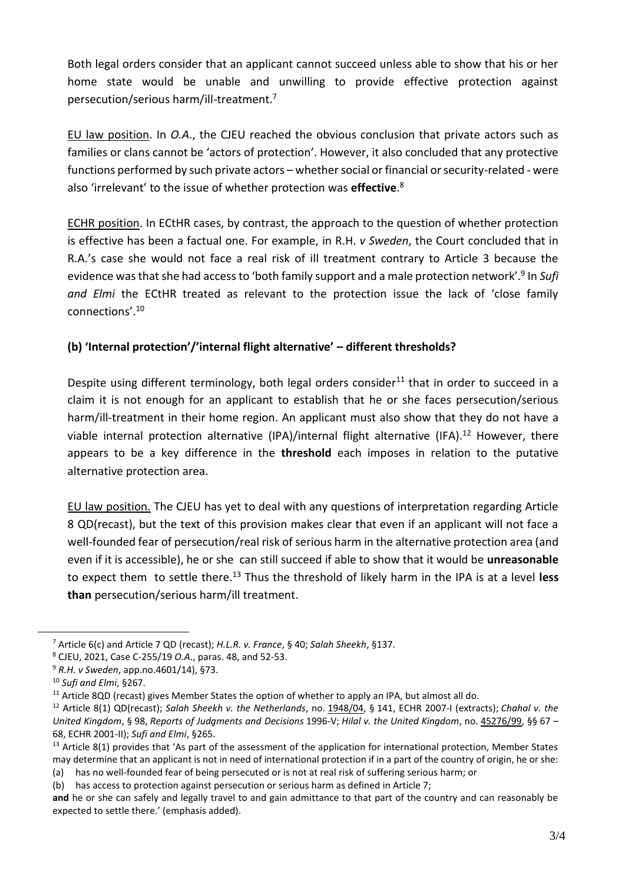Both legal orders consider that an applicant cannot succeed unless able to show that his or her home state would be unable and unwilling to provide effective protection against persecution/serious harm/ill-treatment.[7]

EU law position. In *O.A*., the CJEU reached the obvious conclusion that private actors such as families or clans cannot be 'actors of protection'. However, it also concluded that any protective functions performed by such private actors – whether social or financial or security-related - were also 'irrelevant' to the issue of whether protection was **effective**.[8]

ECHR position. In ECtHR cases, by contrast, the approach to the question of whether protection is effective has been a factual one. For example, in R.H. *v Sweden*, the Court concluded that in R.A.'s case she would not face a real risk of ill treatment contrary to Article 3 because the evidence was that she had access to 'both family support and a male protection network'.[9] In *Sufi and Elmi* the ECtHR treated as relevant to the protection issue the lack of 'close family connections'.[10]

### (b) 'Internal protection'/'internal flight alternative' – different thresholds?

Despite using different terminology, both legal orders consider[11] that in order to succeed in a claim it is not enough for an applicant to establish that he or she faces persecution/serious harm/ill-treatment in their home region. An applicant must also show that they do not have a viable internal protection alternative (IPA)/internal flight alternative (IFA).[12] However, there appears to be a key difference in the **threshold** each imposes in relation to the putative alternative protection area.

EU law position. The CJEU has yet to deal with any questions of interpretation regarding Article 8 QD(recast), but the text of this provision makes clear that even if an applicant will not face a well-founded fear of persecution/real risk of serious harm in the alternative protection area (and even if it is accessible), he or she can still succeed if able to show that it would be **unreasonable** to expect them to settle there.[13] Thus the threshold of likely harm in the IPA is at a level **less than** persecution/serious harm/ill treatment.

---

[7] Article 6(c) and Article 7 QD (recast); *H.L.R. v. France*, § 40; *Salah Sheekh*, §137.

[8] CJEU, 2021, Case C-255/19 *O.A*., paras. 48, and 52-53.

[9] *R.H. v Sweden*, app.no.4601/14), §73.

[10] *Sufi and Elmi*, §267.

[11] Article 8QD (recast) gives Member States the option of whether to apply an IPA, but almost all do.

[12] Article 8(1) QD(recast); *Salah Sheekh v. the Netherlands*, no. 1948/04, § 141, ECHR 2007-I (extracts); *Chahal v. the United Kingdom*, § 98, *Reports of Judgments and Decisions* 1996-V; *Hilal v. the United Kingdom*, no. 45276/99, §§ 67 – 68, ECHR 2001-II); *Sufi and Elmi*, §265.

[13] Article 8(1) provides that 'As part of the assessment of the application for international protection, Member States may determine that an applicant is not in need of international protection if in a part of the country of origin, he or she:
(a) has no well-founded fear of being persecuted or is not at real risk of suffering serious harm; or
(b) has access to protection against persecution or serious harm as defined in Article 7;
**and** he or she can safely and legally travel to and gain admittance to that part of the country and can reasonably be expected to settle there.' (emphasis added).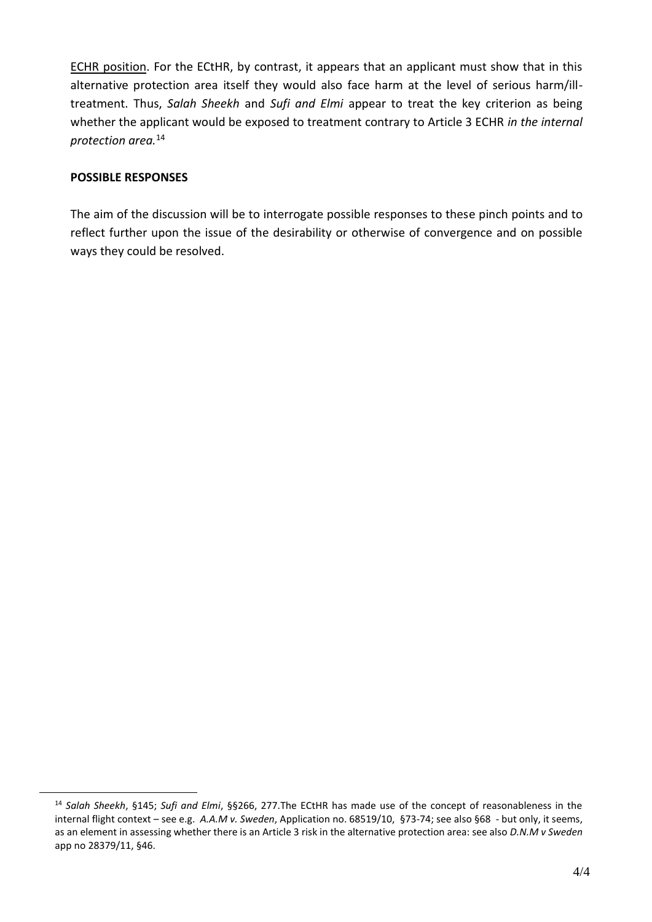ECHR position. For the ECtHR, by contrast, it appears that an applicant must show that in this alternative protection area itself they would also face harm at the level of serious harm/ill-treatment. Thus, *Salah Sheekh* and *Sufi and Elmi* appear to treat the key criterion as being whether the applicant would be exposed to treatment contrary to Article 3 ECHR *in the internal protection area.*[14]

**POSSIBLE RESPONSES**

The aim of the discussion will be to interrogate possible responses to these pinch points and to reflect further upon the issue of the desirability or otherwise of convergence and on possible ways they could be resolved.

---

[14] *Salah Sheekh*, §145; *Sufi and Elmi*, §§266, 277.The ECtHR has made use of the concept of reasonableness in the internal flight context – see e.g. *A.A.M v. Sweden*, Application no. 68519/10, §73-74; see also §68 - but only, it seems, as an element in assessing whether there is an Article 3 risk in the alternative protection area: see also *D.N.M v Sweden* app no 28379/11, §46.